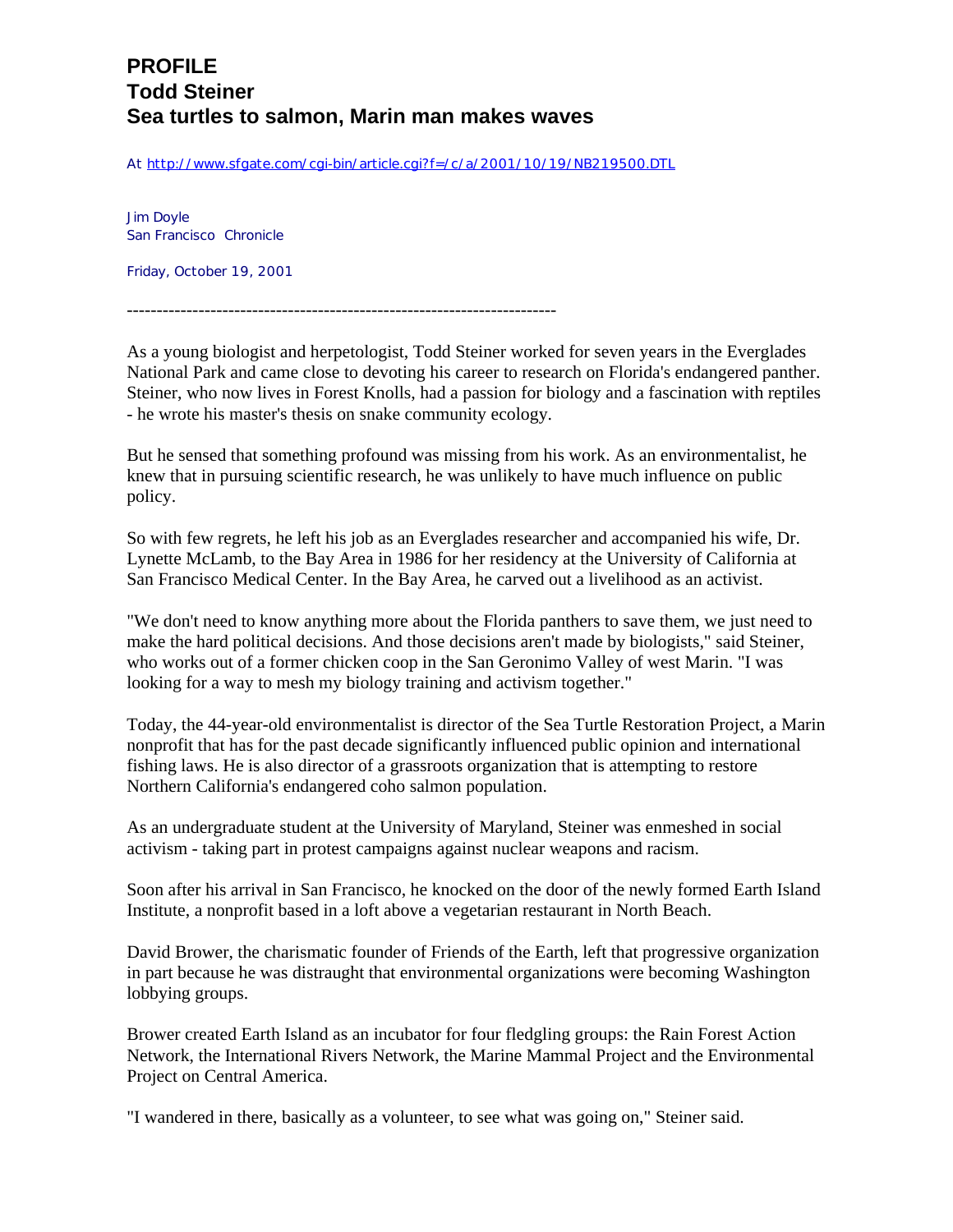# PROFILE
# Todd Steiner
# Sea turtles to salmon, Marin man makes waves

At http://www.sfgate.com/cgi-bin/article.cgi?f=/c/a/2001/10/19/NB219500.DTL

Jim Doyle
San Francisco Chronicle

Friday, October 19, 2001

---

As a young biologist and herpetologist, Todd Steiner worked for seven years in the Everglades National Park and came close to devoting his career to research on Florida's endangered panther. Steiner, who now lives in Forest Knolls, had a passion for biology and a fascination with reptiles - he wrote his master's thesis on snake community ecology.

But he sensed that something profound was missing from his work. As an environmentalist, he knew that in pursuing scientific research, he was unlikely to have much influence on public policy.

So with few regrets, he left his job as an Everglades researcher and accompanied his wife, Dr. Lynette McLamb, to the Bay Area in 1986 for her residency at the University of California at San Francisco Medical Center. In the Bay Area, he carved out a livelihood as an activist.

"We don't need to know anything more about the Florida panthers to save them, we just need to make the hard political decisions. And those decisions aren't made by biologists," said Steiner, who works out of a former chicken coop in the San Geronimo Valley of west Marin. "I was looking for a way to mesh my biology training and activism together."

Today, the 44-year-old environmentalist is director of the Sea Turtle Restoration Project, a Marin nonprofit that has for the past decade significantly influenced public opinion and international fishing laws. He is also director of a grassroots organization that is attempting to restore Northern California's endangered coho salmon population.

As an undergraduate student at the University of Maryland, Steiner was enmeshed in social activism - taking part in protest campaigns against nuclear weapons and racism.

Soon after his arrival in San Francisco, he knocked on the door of the newly formed Earth Island Institute, a nonprofit based in a loft above a vegetarian restaurant in North Beach.

David Brower, the charismatic founder of Friends of the Earth, left that progressive organization in part because he was distraught that environmental organizations were becoming Washington lobbying groups.

Brower created Earth Island as an incubator for four fledgling groups: the Rain Forest Action Network, the International Rivers Network, the Marine Mammal Project and the Environmental Project on Central America.

"I wandered in there, basically as a volunteer, to see what was going on," Steiner said.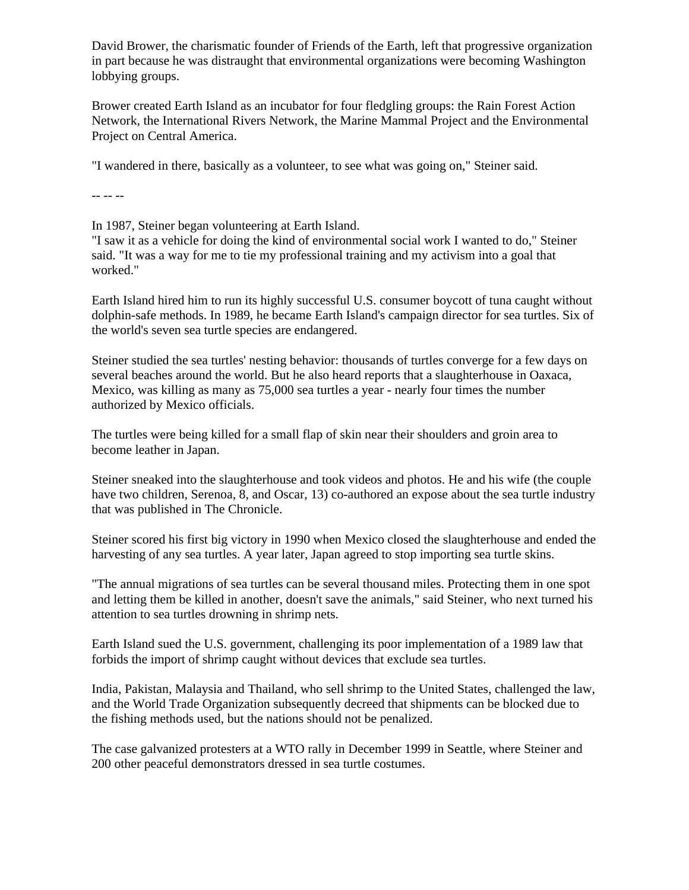David Brower, the charismatic founder of Friends of the Earth, left that progressive organization in part because he was distraught that environmental organizations were becoming Washington lobbying groups.

Brower created Earth Island as an incubator for four fledgling groups: the Rain Forest Action Network, the International Rivers Network, the Marine Mammal Project and the Environmental Project on Central America.

"I wandered in there, basically as a volunteer, to see what was going on," Steiner said.

-- -- --

In 1987, Steiner began volunteering at Earth Island.
"I saw it as a vehicle for doing the kind of environmental social work I wanted to do," Steiner said. "It was a way for me to tie my professional training and my activism into a goal that worked."

Earth Island hired him to run its highly successful U.S. consumer boycott of tuna caught without dolphin-safe methods. In 1989, he became Earth Island's campaign director for sea turtles. Six of the world's seven sea turtle species are endangered.

Steiner studied the sea turtles' nesting behavior: thousands of turtles converge for a few days on several beaches around the world. But he also heard reports that a slaughterhouse in Oaxaca, Mexico, was killing as many as 75,000 sea turtles a year - nearly four times the number authorized by Mexico officials.

The turtles were being killed for a small flap of skin near their shoulders and groin area to become leather in Japan.

Steiner sneaked into the slaughterhouse and took videos and photos. He and his wife (the couple have two children, Serenoa, 8, and Oscar, 13) co-authored an expose about the sea turtle industry that was published in The Chronicle.

Steiner scored his first big victory in 1990 when Mexico closed the slaughterhouse and ended the harvesting of any sea turtles. A year later, Japan agreed to stop importing sea turtle skins.

"The annual migrations of sea turtles can be several thousand miles. Protecting them in one spot and letting them be killed in another, doesn't save the animals," said Steiner, who next turned his attention to sea turtles drowning in shrimp nets.

Earth Island sued the U.S. government, challenging its poor implementation of a 1989 law that forbids the import of shrimp caught without devices that exclude sea turtles.

India, Pakistan, Malaysia and Thailand, who sell shrimp to the United States, challenged the law, and the World Trade Organization subsequently decreed that shipments can be blocked due to the fishing methods used, but the nations should not be penalized.

The case galvanized protesters at a WTO rally in December 1999 in Seattle, where Steiner and 200 other peaceful demonstrators dressed in sea turtle costumes.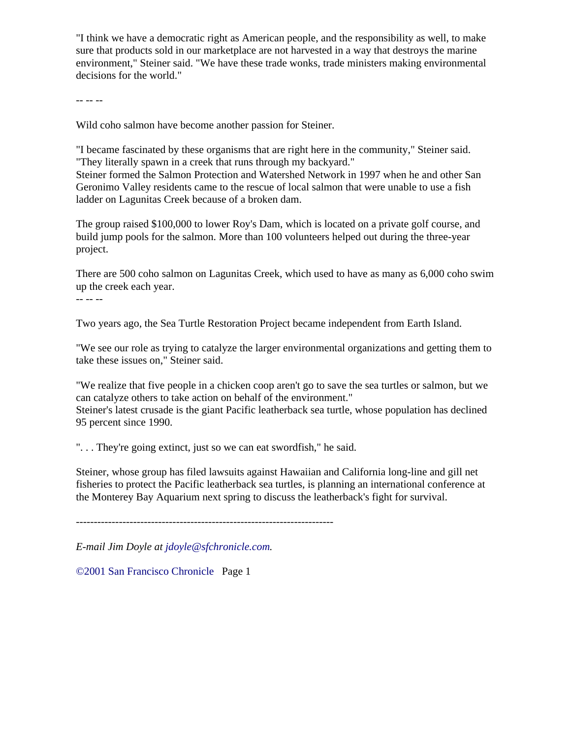"I think we have a democratic right as American people, and the responsibility as well, to make sure that products sold in our marketplace are not harvested in a way that destroys the marine environment," Steiner said. "We have these trade wonks, trade ministers making environmental decisions for the world."

-- -- --

Wild coho salmon have become another passion for Steiner.

"I became fascinated by these organisms that are right here in the community," Steiner said. "They literally spawn in a creek that runs through my backyard."
Steiner formed the Salmon Protection and Watershed Network in 1997 when he and other San Geronimo Valley residents came to the rescue of local salmon that were unable to use a fish ladder on Lagunitas Creek because of a broken dam.

The group raised $100,000 to lower Roy's Dam, which is located on a private golf course, and build jump pools for the salmon. More than 100 volunteers helped out during the three-year project.

There are 500 coho salmon on Lagunitas Creek, which used to have as many as 6,000 coho swim up the creek each year.
-- -- --

Two years ago, the Sea Turtle Restoration Project became independent from Earth Island.

"We see our role as trying to catalyze the larger environmental organizations and getting them to take these issues on," Steiner said.

"We realize that five people in a chicken coop aren't go to save the sea turtles or salmon, but we can catalyze others to take action on behalf of the environment."
Steiner's latest crusade is the giant Pacific leatherback sea turtle, whose population has declined 95 percent since 1990.

". . . They're going extinct, just so we can eat swordfish," he said.

Steiner, whose group has filed lawsuits against Hawaiian and California long-line and gill net fisheries to protect the Pacific leatherback sea turtles, is planning an international conference at the Monterey Bay Aquarium next spring to discuss the leatherback's fight for survival.

----------------------------------------------------------------------

*E-mail Jim Doyle at jdoyle@sfchronicle.com.*

©2001 San Francisco Chronicle